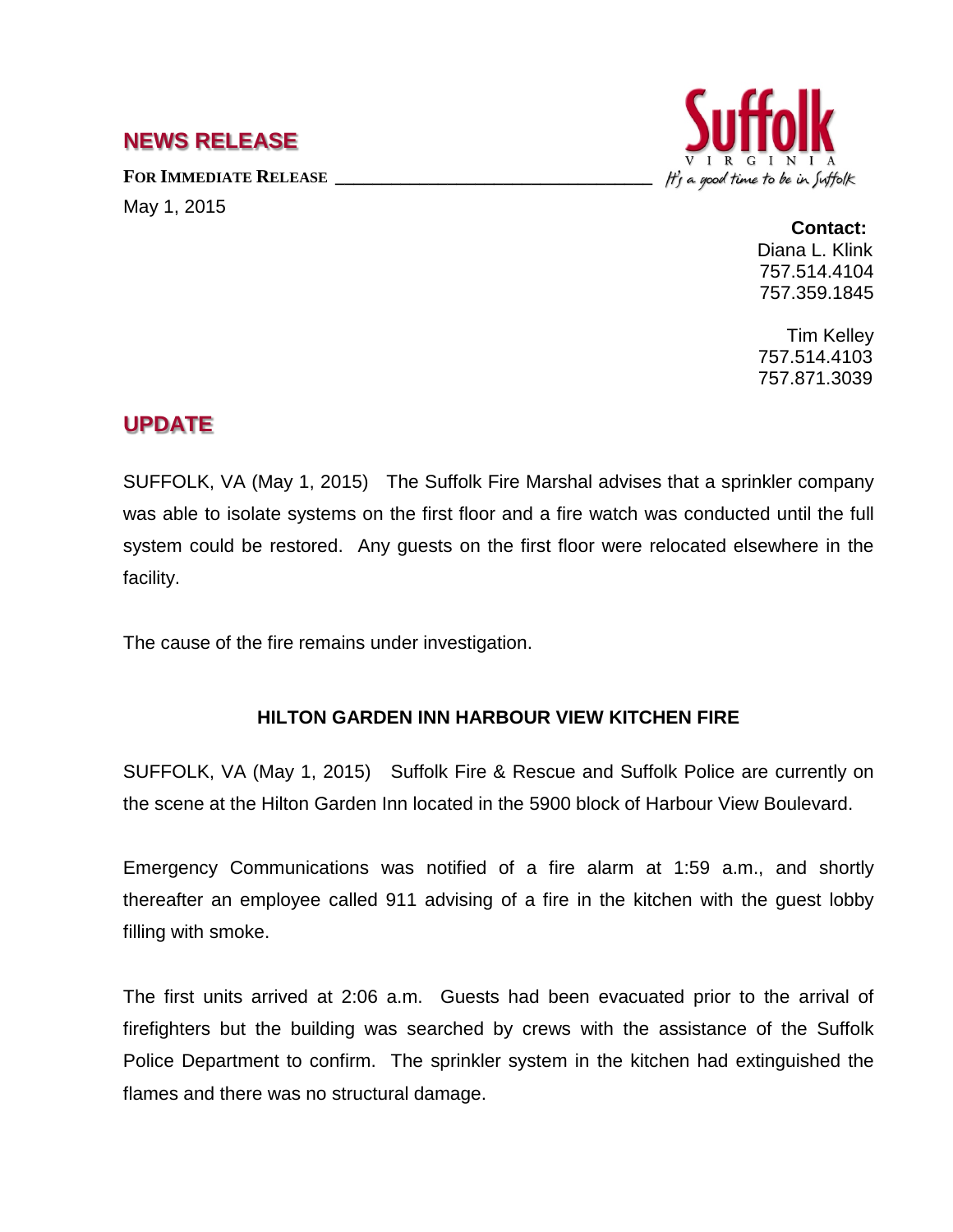## NEWS RELEASE

**FOR IMMEDIATE RELEASE**

May 1, 2015

Suffolk
VIRGINIA
It's a good time to be in Suffolk

**Contact:**
Diana L. Klink
757.514.4104
757.359.1845

Tim Kelley
757.514.4103
757.871.3039

## UPDATE

SUFFOLK, VA (May 1, 2015) The Suffolk Fire Marshal advises that a sprinkler company was able to isolate systems on the first floor and a fire watch was conducted until the full system could be restored. Any guests on the first floor were relocated elsewhere in the facility.

The cause of the fire remains under investigation.

### HILTON GARDEN INN HARBOUR VIEW KITCHEN FIRE

SUFFOLK, VA (May 1, 2015) Suffolk Fire & Rescue and Suffolk Police are currently on the scene at the Hilton Garden Inn located in the 5900 block of Harbour View Boulevard.

Emergency Communications was notified of a fire alarm at 1:59 a.m., and shortly thereafter an employee called 911 advising of a fire in the kitchen with the guest lobby filling with smoke.

The first units arrived at 2:06 a.m. Guests had been evacuated prior to the arrival of firefighters but the building was searched by crews with the assistance of the Suffolk Police Department to confirm. The sprinkler system in the kitchen had extinguished the flames and there was no structural damage.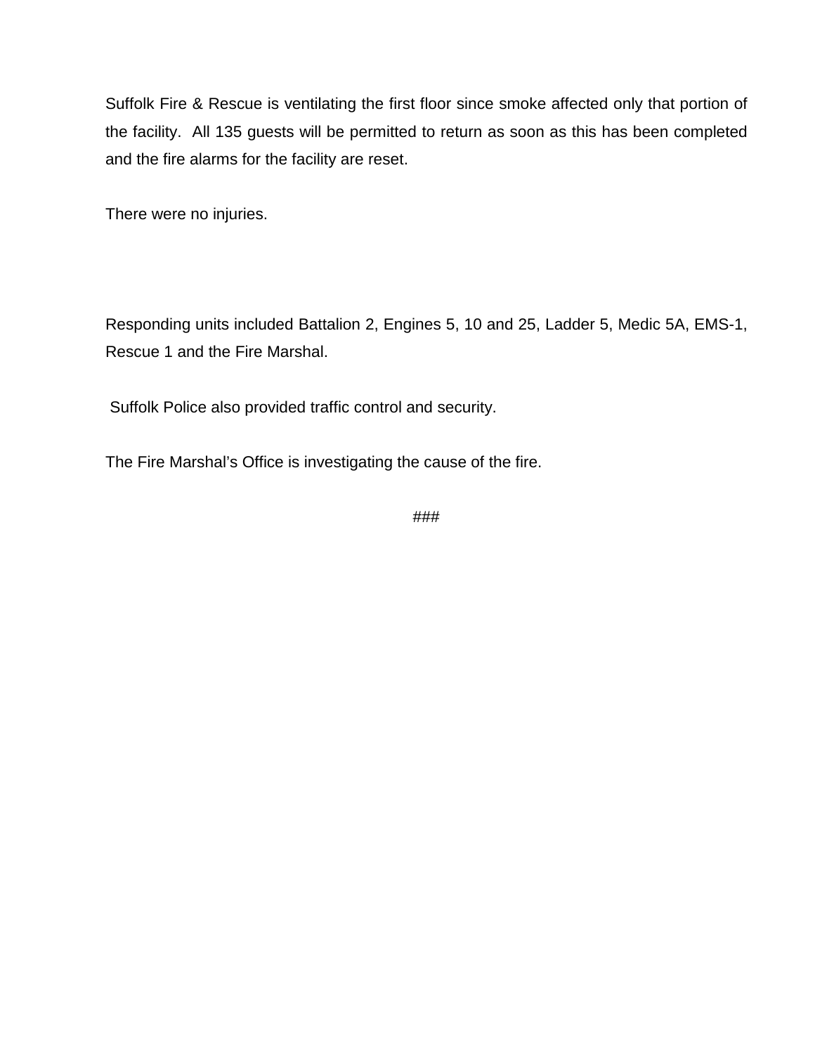Suffolk Fire & Rescue is ventilating the first floor since smoke affected only that portion of the facility. All 135 guests will be permitted to return as soon as this has been completed and the fire alarms for the facility are reset.

There were no injuries.

Responding units included Battalion 2, Engines 5, 10 and 25, Ladder 5, Medic 5A, EMS-1, Rescue 1 and the Fire Marshal.

Suffolk Police also provided traffic control and security.

The Fire Marshal's Office is investigating the cause of the fire.

###